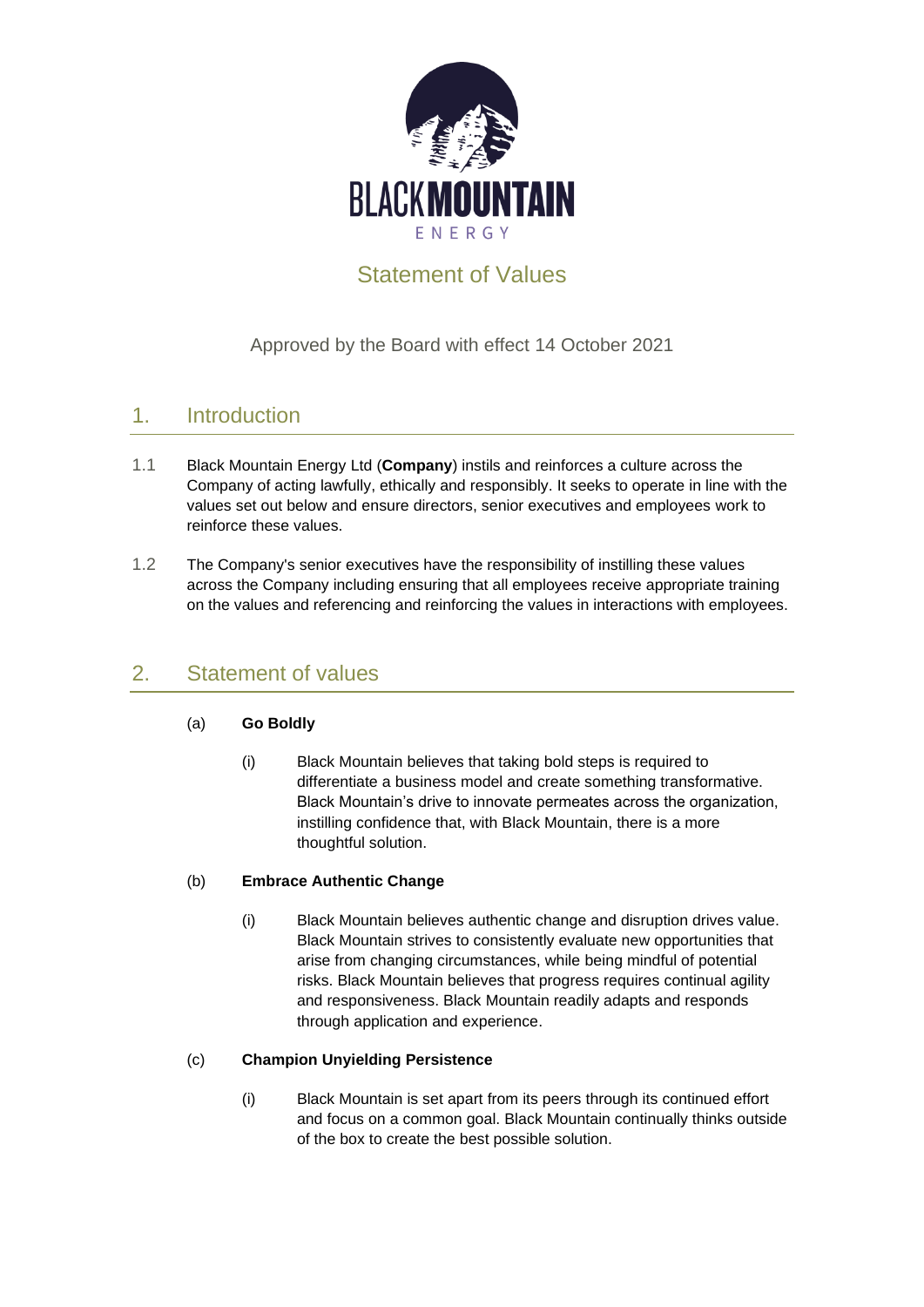BLACK MOUNTAIN ENERGY

# Statement of Values

Approved by the Board with effect 14 October 2021

## 1. Introduction

1.1 Black Mountain Energy Ltd (**Company**) instils and reinforces a culture across the Company of acting lawfully, ethically and responsibly. It seeks to operate in line with the values set out below and ensure directors, senior executives and employees work to reinforce these values.

1.2 The Company's senior executives have the responsibility of instilling these values across the Company including ensuring that all employees receive appropriate training on the values and referencing and reinforcing the values in interactions with employees.

## 2. Statement of values

(a) **Go Boldly**

(i) Black Mountain believes that taking bold steps is required to differentiate a business model and create something transformative. Black Mountain's drive to innovate permeates across the organization, instilling confidence that, with Black Mountain, there is a more thoughtful solution.

(b) **Embrace Authentic Change**

(i) Black Mountain believes authentic change and disruption drives value. Black Mountain strives to consistently evaluate new opportunities that arise from changing circumstances, while being mindful of potential risks. Black Mountain believes that progress requires continual agility and responsiveness. Black Mountain readily adapts and responds through application and experience.

(c) **Champion Unyielding Persistence**

(i) Black Mountain is set apart from its peers through its continued effort and focus on a common goal. Black Mountain continually thinks outside of the box to create the best possible solution.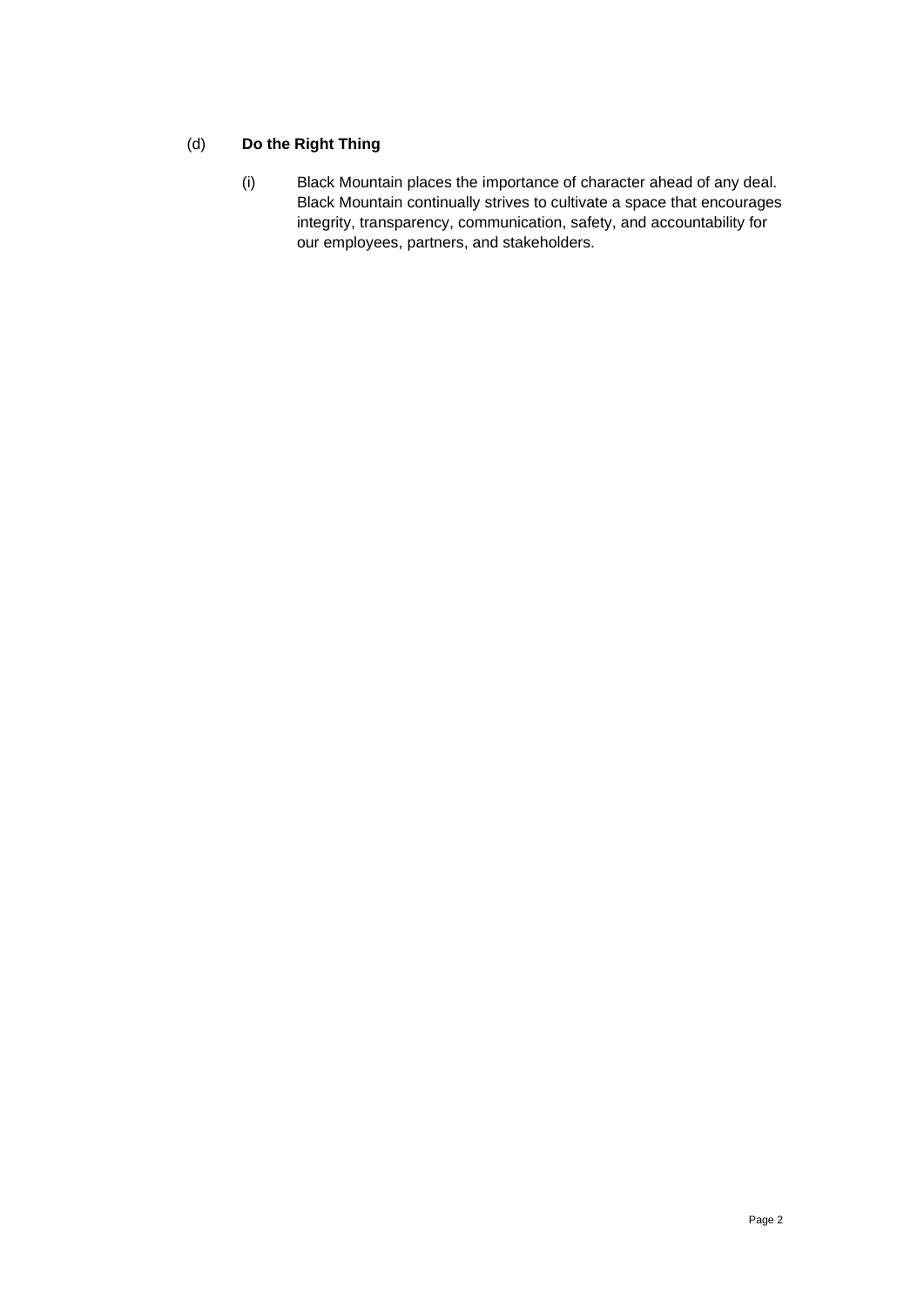(d) **Do the Right Thing**

(i) Black Mountain places the importance of character ahead of any deal. Black Mountain continually strives to cultivate a space that encourages integrity, transparency, communication, safety, and accountability for our employees, partners, and stakeholders.